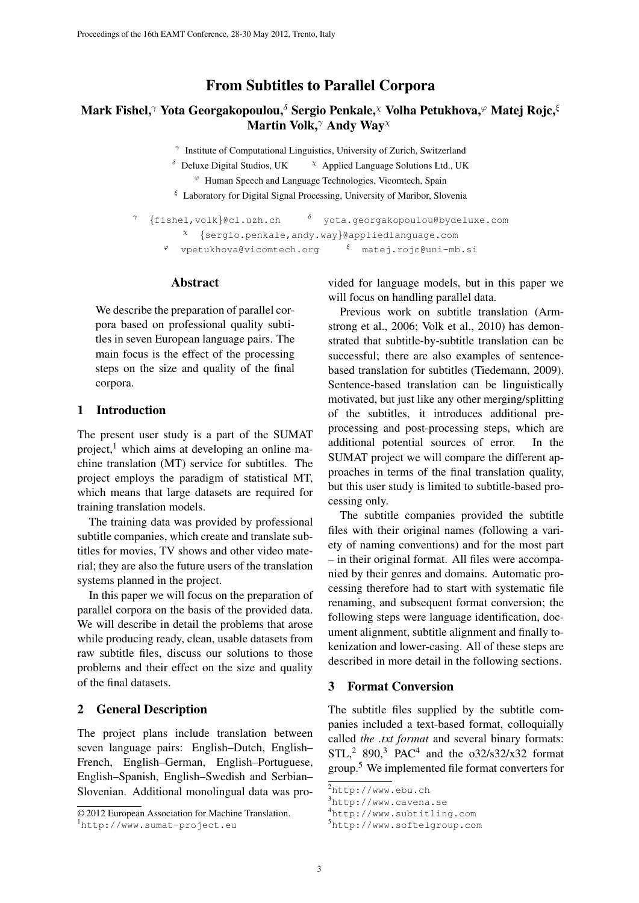# From Subtitles to Parallel Corpora

**Mark Fishel,[γ] Yota Georgakopoulou,[δ] Sergio Penkale,[χ] Volha Petukhova,[φ] Matej Rojc,[ξ] Martin Volk,[γ] Andy Way[χ]**

[γ] Institute of Computational Linguistics, University of Zurich, Switzerland
[δ] Deluxe Digital Studios, UK [χ] Applied Language Solutions Ltd., UK
[φ] Human Speech and Language Technologies, Vicomtech, Spain
[ξ] Laboratory for Digital Signal Processing, University of Maribor, Slovenia

[γ] {fishel,volk}@cl.uzh.ch [δ] yota.georgakopoulou@bydeluxe.com
[χ] {sergio.penkale,andy.way}@appliedlanguage.com
[φ] vpetukhova@vicomtech.org [ξ] matej.rojc@uni-mb.si

## Abstract

We describe the preparation of parallel corpora based on professional quality subtitles in seven European language pairs. The main focus is the effect of the processing steps on the size and quality of the final corpora.

## 1 Introduction

The present user study is a part of the SUMAT project,[1] which aims at developing an online machine translation (MT) service for subtitles. The project employs the paradigm of statistical MT, which means that large datasets are required for training translation models.

The training data was provided by professional subtitle companies, which create and translate subtitles for movies, TV shows and other video material; they are also the future users of the translation systems planned in the project.

In this paper we will focus on the preparation of parallel corpora on the basis of the provided data. We will describe in detail the problems that arose while producing ready, clean, usable datasets from raw subtitle files, discuss our solutions to those problems and their effect on the size and quality of the final datasets.

## 2 General Description

The project plans include translation between seven language pairs: English–Dutch, English–French, English–German, English–Portuguese, English–Spanish, English–Swedish and Serbian–Slovenian. Additional monolingual data was provided for language models, but in this paper we will focus on handling parallel data.

Previous work on subtitle translation (Armstrong et al., 2006; Volk et al., 2010) has demonstrated that subtitle-by-subtitle translation can be successful; there are also examples of sentence-based translation for subtitles (Tiedemann, 2009). Sentence-based translation can be linguistically motivated, but just like any other merging/splitting of the subtitles, it introduces additional preprocessing and post-processing steps, which are additional potential sources of error. In the SUMAT project we will compare the different approaches in terms of the final translation quality, but this user study is limited to subtitle-based processing only.

The subtitle companies provided the subtitle files with their original names (following a variety of naming conventions) and for the most part – in their original format. All files were accompanied by their genres and domains. Automatic processing therefore had to start with systematic file renaming, and subsequent format conversion; the following steps were language identification, document alignment, subtitle alignment and finally tokenization and lower-casing. All of these steps are described in more detail in the following sections.

## 3 Format Conversion

The subtitle files supplied by the subtitle companies included a text-based format, colloquially called *the .txt format* and several binary formats: STL,[2] 890,[3] PAC[4] and the o32/s32/x32 format group.[5] We implemented file format converters for

© 2012 European Association for Machine Translation.

[1] http://www.sumat-project.eu

[2] http://www.ebu.ch

[3] http://www.cavena.se

[4] http://www.subtitling.com

[5] http://www.softelgroup.com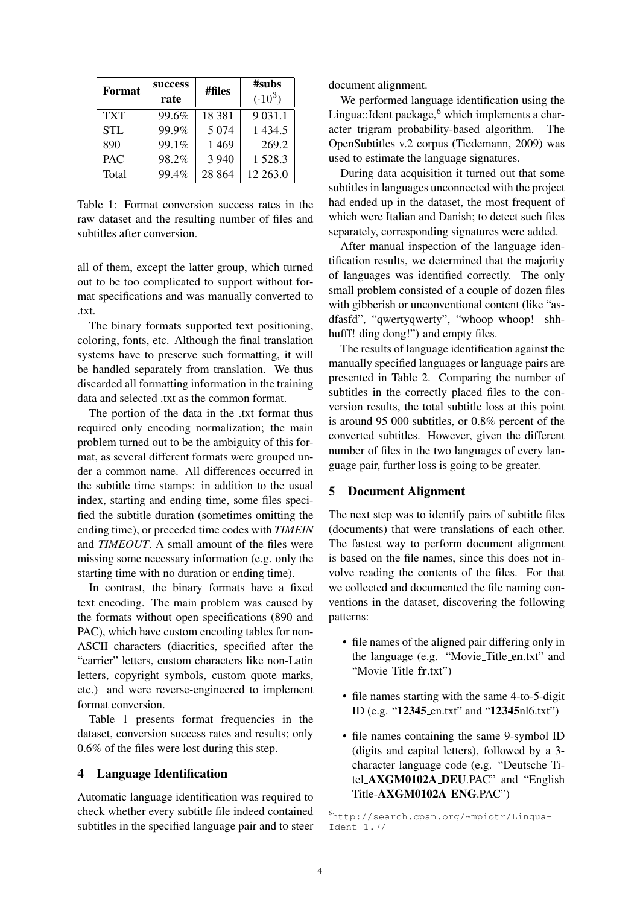| Format | success rate | #files | #subs $(\cdot 10^3)$ |
|---|---|---|---|
| TXT | 99.6% | 18 381 | 9 031.1 |
| STL | 99.9% | 5 074 | 1 434.5 |
| 890 | 99.1% | 1 469 | 269.2 |
| PAC | 98.2% | 3 940 | 1 528.3 |
| Total | 99.4% | 28 864 | 12 263.0 |

Table 1: Format conversion success rates in the raw dataset and the resulting number of files and subtitles after conversion.

all of them, except the latter group, which turned out to be too complicated to support without format specifications and was manually converted to .txt.

The binary formats supported text positioning, coloring, fonts, etc. Although the final translation systems have to preserve such formatting, it will be handled separately from translation. We thus discarded all formatting information in the training data and selected .txt as the common format.

The portion of the data in the .txt format thus required only encoding normalization; the main problem turned out to be the ambiguity of this format, as several different formats were grouped under a common name. All differences occurred in the subtitle time stamps: in addition to the usual index, starting and ending time, some files specified the subtitle duration (sometimes omitting the ending time), or preceded time codes with *TIMEIN* and *TIMEOUT*. A small amount of the files were missing some necessary information (e.g. only the starting time with no duration or ending time).

In contrast, the binary formats have a fixed text encoding. The main problem was caused by the formats without open specifications (890 and PAC), which have custom encoding tables for non-ASCII characters (diacritics, specified after the "carrier" letters, custom characters like non-Latin letters, copyright symbols, custom quote marks, etc.) and were reverse-engineered to implement format conversion.

Table 1 presents format frequencies in the dataset, conversion success rates and results; only 0.6% of the files were lost during this step.

## 4 Language Identification

Automatic language identification was required to check whether every subtitle file indeed contained subtitles in the specified language pair and to steer document alignment.

We performed language identification using the Lingua::Ident package,[6] which implements a character trigram probability-based algorithm. The OpenSubtitles v.2 corpus (Tiedemann, 2009) was used to estimate the language signatures.

During data acquisition it turned out that some subtitles in languages unconnected with the project had ended up in the dataset, the most frequent of which were Italian and Danish; to detect such files separately, corresponding signatures were added.

After manual inspection of the language identification results, we determined that the majority of languages was identified correctly. The only small problem consisted of a couple of dozen files with gibberish or unconventional content (like "asdfasfd", "qwertyqwerty", "whoop whoop! shhhufff! ding dong!") and empty files.

The results of language identification against the manually specified languages or language pairs are presented in Table 2. Comparing the number of subtitles in the correctly placed files to the conversion results, the total subtitle loss at this point is around 95 000 subtitles, or 0.8% percent of the converted subtitles. However, given the different number of files in the two languages of every language pair, further loss is going to be greater.

## 5 Document Alignment

The next step was to identify pairs of subtitle files (documents) that were translations of each other. The fastest way to perform document alignment is based on the file names, since this does not involve reading the contents of the files. For that we collected and documented the file naming conventions in the dataset, discovering the following patterns:

- file names of the aligned pair differing only in the language (e.g. "Movie_Title_**en**.txt" and "Movie_Title_**fr**.txt")
- file names starting with the same 4-to-5-digit ID (e.g. "**12345**_en.txt" and "**12345**nl6.txt")
- file names containing the same 9-symbol ID (digits and capital letters), followed by a 3-character language code (e.g. "Deutsche Titel_**AXGM0102A_DEU**.PAC" and "English Title-**AXGM0102A_ENG**.PAC")

[6] http://search.cpan.org/~mpiotr/Lingua-Ident-1.7/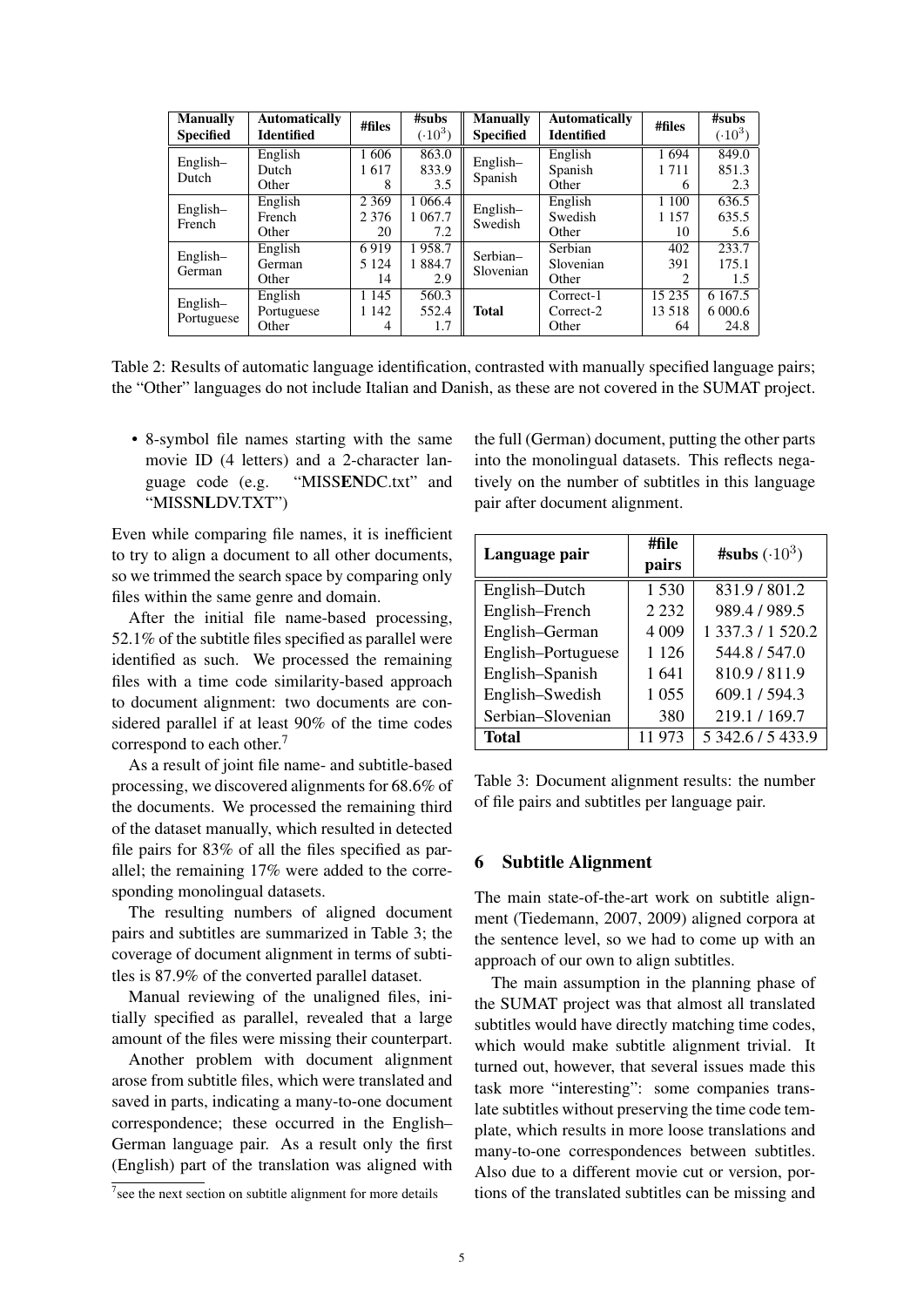| Manually Specified | Automatically Identified | #files | #subs $(\cdot 10^3)$ | Manually Specified | Automatically Identified | #files | #subs $(\cdot 10^3)$ |
|---|---|---|---|---|---|---|---|
| English–Dutch | English | 1 606 | 863.0 | English–Spanish | English | 1 694 | 849.0 |
| | Dutch | 1 617 | 833.9 | | Spanish | 1 711 | 851.3 |
| | Other | 8 | 3.5 | | Other | 6 | 2.3 |
| English–French | English | 2 369 | 1 066.4 | English–Swedish | English | 1 100 | 636.5 |
| | French | 2 376 | 1 067.7 | | Swedish | 1 157 | 635.5 |
| | Other | 20 | 7.2 | | Other | 10 | 5.6 |
| English–German | English | 6 919 | 1 958.7 | Serbian–Slovenian | Serbian | 402 | 233.7 |
| | German | 5 124 | 1 884.7 | | Slovenian | 391 | 175.1 |
| | Other | 14 | 2.9 | | Other | 2 | 1.5 |
| English–Portuguese | English | 1 145 | 560.3 | **Total** | Correct-1 | 15 235 | 6 167.5 |
| | Portuguese | 1 142 | 552.4 | | Correct-2 | 13 518 | 6 000.6 |
| | Other | 4 | 1.7 | | Other | 64 | 24.8 |

Table 2: Results of automatic language identification, contrasted with manually specified language pairs; the "Other" languages do not include Italian and Danish, as these are not covered in the SUMAT project.

- 8-symbol file names starting with the same movie ID (4 letters) and a 2-character language code (e.g. "MISS**EN**DC.txt" and "MISS**NL**DV.TXT")

Even while comparing file names, it is inefficient to try to align a document to all other documents, so we trimmed the search space by comparing only files within the same genre and domain.

After the initial file name-based processing, 52.1% of the subtitle files specified as parallel were identified as such. We processed the remaining files with a time code similarity-based approach to document alignment: two documents are considered parallel if at least 90% of the time codes correspond to each other.[7]

As a result of joint file name- and subtitle-based processing, we discovered alignments for 68.6% of the documents. We processed the remaining third of the dataset manually, which resulted in detected file pairs for 83% of all the files specified as parallel; the remaining 17% were added to the corresponding monolingual datasets.

The resulting numbers of aligned document pairs and subtitles are summarized in Table 3; the coverage of document alignment in terms of subtitles is 87.9% of the converted parallel dataset.

Manual reviewing of the unaligned files, initially specified as parallel, revealed that a large amount of the files were missing their counterpart.

Another problem with document alignment arose from subtitle files, which were translated and saved in parts, indicating a many-to-one document correspondence; these occurred in the English–German language pair. As a result only the first (English) part of the translation was aligned with the full (German) document, putting the other parts into the monolingual datasets. This reflects negatively on the number of subtitles in this language pair after document alignment.

[7] see the next section on subtitle alignment for more details

| Language pair | #file pairs | #subs $(\cdot 10^3)$ |
|---|---|---|
| English–Dutch | 1 530 | 831.9 / 801.2 |
| English–French | 2 232 | 989.4 / 989.5 |
| English–German | 4 009 | 1 337.3 / 1 520.2 |
| English–Portuguese | 1 126 | 544.8 / 547.0 |
| English–Spanish | 1 641 | 810.9 / 811.9 |
| English–Swedish | 1 055 | 609.1 / 594.3 |
| Serbian–Slovenian | 380 | 219.1 / 169.7 |
| **Total** | 11 973 | 5 342.6 / 5 433.9 |

Table 3: Document alignment results: the number of file pairs and subtitles per language pair.

## 6 Subtitle Alignment

The main state-of-the-art work on subtitle alignment (Tiedemann, 2007, 2009) aligned corpora at the sentence level, so we had to come up with an approach of our own to align subtitles.

The main assumption in the planning phase of the SUMAT project was that almost all translated subtitles would have directly matching time codes, which would make subtitle alignment trivial. It turned out, however, that several issues made this task more "interesting": some companies translate subtitles without preserving the time code template, which results in more loose translations and many-to-one correspondences between subtitles. Also due to a different movie cut or version, portions of the translated subtitles can be missing and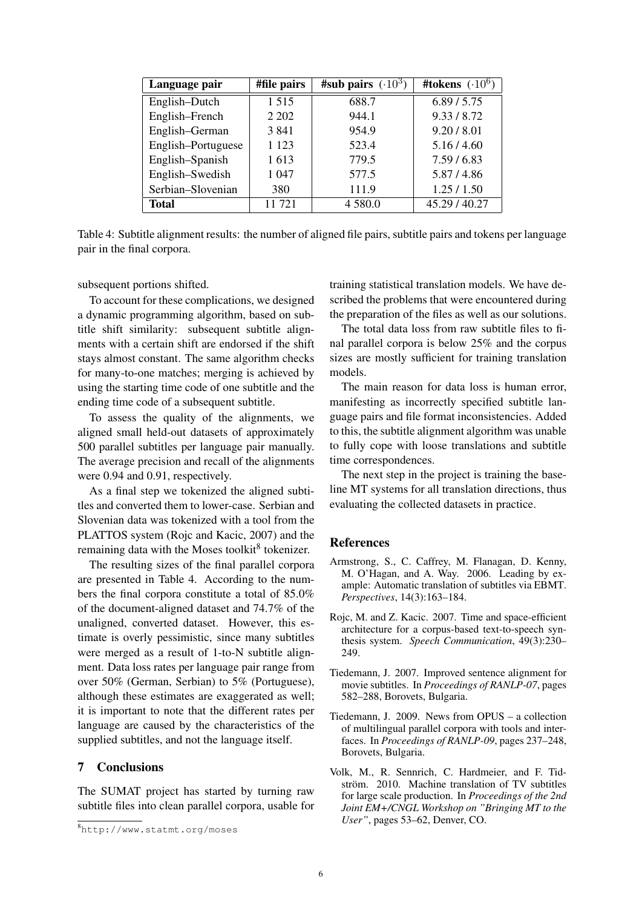| Language pair | #file pairs | #sub pairs $(\cdot 10^3)$ | #tokens $(\cdot 10^6)$ |
|---|---|---|---|
| English–Dutch | 1 515 | 688.7 | 6.89 / 5.75 |
| English–French | 2 202 | 944.1 | 9.33 / 8.72 |
| English–German | 3 841 | 954.9 | 9.20 / 8.01 |
| English–Portuguese | 1 123 | 523.4 | 5.16 / 4.60 |
| English–Spanish | 1 613 | 779.5 | 7.59 / 6.83 |
| English–Swedish | 1 047 | 577.5 | 5.87 / 4.86 |
| Serbian–Slovenian | 380 | 111.9 | 1.25 / 1.50 |
| **Total** | 11 721 | 4 580.0 | 45.29 / 40.27 |

Table 4: Subtitle alignment results: the number of aligned file pairs, subtitle pairs and tokens per language pair in the final corpora.

subsequent portions shifted.

To account for these complications, we designed a dynamic programming algorithm, based on subtitle shift similarity: subsequent subtitle alignments with a certain shift are endorsed if the shift stays almost constant. The same algorithm checks for many-to-one matches; merging is achieved by using the starting time code of one subtitle and the ending time code of a subsequent subtitle.

To assess the quality of the alignments, we aligned small held-out datasets of approximately 500 parallel subtitles per language pair manually. The average precision and recall of the alignments were 0.94 and 0.91, respectively.

As a final step we tokenized the aligned subtitles and converted them to lower-case. Serbian and Slovenian data was tokenized with a tool from the PLATTOS system (Rojc and Kacic, 2007) and the remaining data with the Moses toolkit[8] tokenizer.

The resulting sizes of the final parallel corpora are presented in Table 4. According to the numbers the final corpora constitute a total of 85.0% of the document-aligned dataset and 74.7% of the unaligned, converted dataset. However, this estimate is overly pessimistic, since many subtitles were merged as a result of 1-to-N subtitle alignment. Data loss rates per language pair range from over 50% (German, Serbian) to 5% (Portuguese), although these estimates are exaggerated as well; it is important to note that the different rates per language are caused by the characteristics of the supplied subtitles, and not the language itself.

## 7 Conclusions

The SUMAT project has started by turning raw subtitle files into clean parallel corpora, usable for training statistical translation models. We have described the problems that were encountered during the preparation of the files as well as our solutions.

The total data loss from raw subtitle files to final parallel corpora is below 25% and the corpus sizes are mostly sufficient for training translation models.

The main reason for data loss is human error, manifesting as incorrectly specified subtitle language pairs and file format inconsistencies. Added to this, the subtitle alignment algorithm was unable to fully cope with loose translations and subtitle time correspondences.

The next step in the project is training the baseline MT systems for all translation directions, thus evaluating the collected datasets in practice.

## References

Armstrong, S., C. Caffrey, M. Flanagan, D. Kenny, M. O'Hagan, and A. Way. 2006. Leading by example: Automatic translation of subtitles via EBMT. *Perspectives*, 14(3):163–184.

Rojc, M. and Z. Kacic. 2007. Time and space-efficient architecture for a corpus-based text-to-speech synthesis system. *Speech Communication*, 49(3):230–249.

Tiedemann, J. 2007. Improved sentence alignment for movie subtitles. In *Proceedings of RANLP-07*, pages 582–288, Borovets, Bulgaria.

Tiedemann, J. 2009. News from OPUS – a collection of multilingual parallel corpora with tools and interfaces. In *Proceedings of RANLP-09*, pages 237–248, Borovets, Bulgaria.

Volk, M., R. Sennrich, C. Hardmeier, and F. Tidström. 2010. Machine translation of TV subtitles for large scale production. In *Proceedings of the 2nd Joint EM+/CNGL Workshop on "Bringing MT to the User"*, pages 53–62, Denver, CO.

[8] http://www.statmt.org/moses